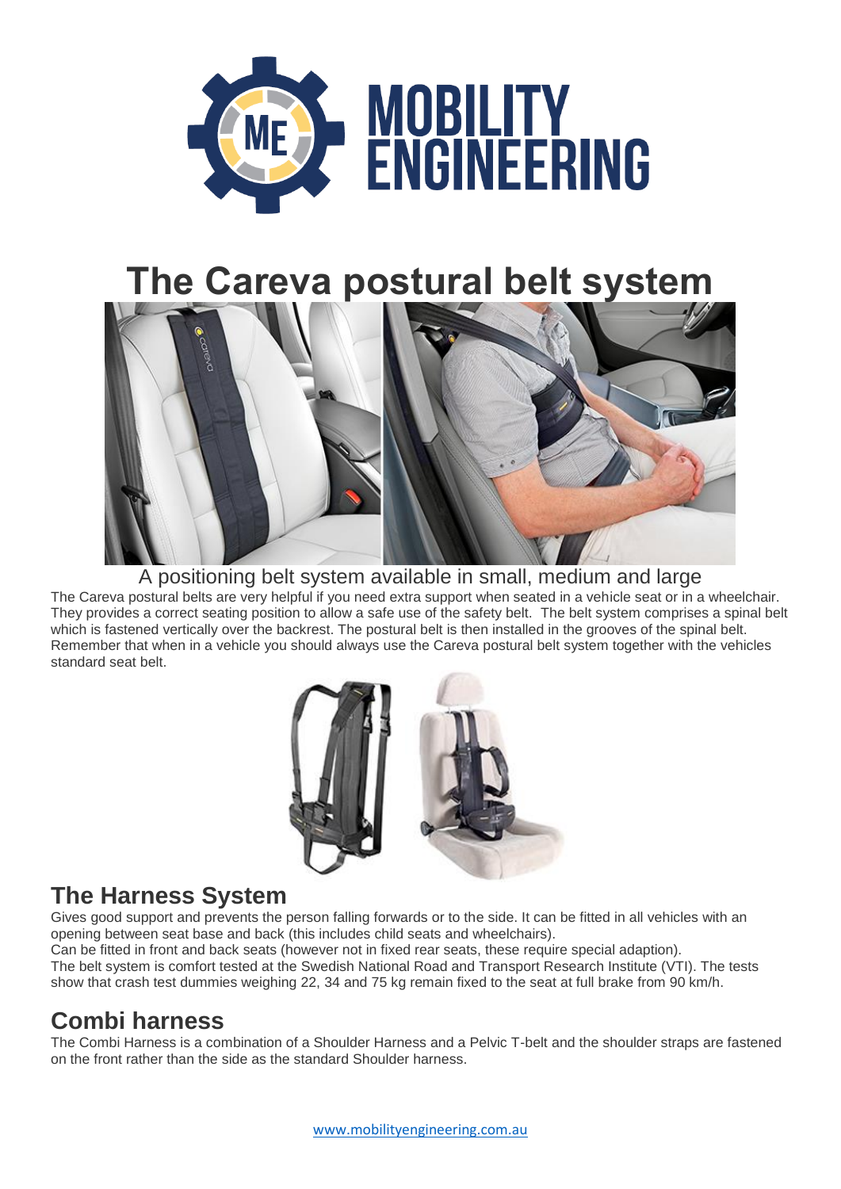# The Careva postural belt system

A positioning belt system available in small, medium and large

The Careva postural belts are very helpful if you need extra support when seated in a vehicle seat or in a wheelchair. They provides a correct seating position to allow a safe use of the safety belt. The belt system comprises a spinal belt which is fastened vertically over the backrest. The postural belt is then installed in the grooves of the spinal belt. Remember that when in a vehicle you should always use the Careva postural belt system together with the vehicles standard seat belt.

## The Harness System

Gives good support and prevents the person falling forwards or to the side. It can be fitted in all vehicles with an opening between seat base and back (this includes child seats and wheelchairs).

Can be fitted in front and back seats (however not in fixed rear seats, these require special adaption).

The belt system is comfort tested at the Swedish National Road and Transport Research Institute (VTI). The tests show that crash test dummies weighing 22, 34 and 75 kg remain fixed to the seat at full brake from 90 km/h.

## Combi harness

The Combi Harness is a combination of a Shoulder Harness and a Pelvic T-belt and the shoulder straps are fastened on the front rather than the side as the standard Shoulder harness.

www.mobilityengineering.com.au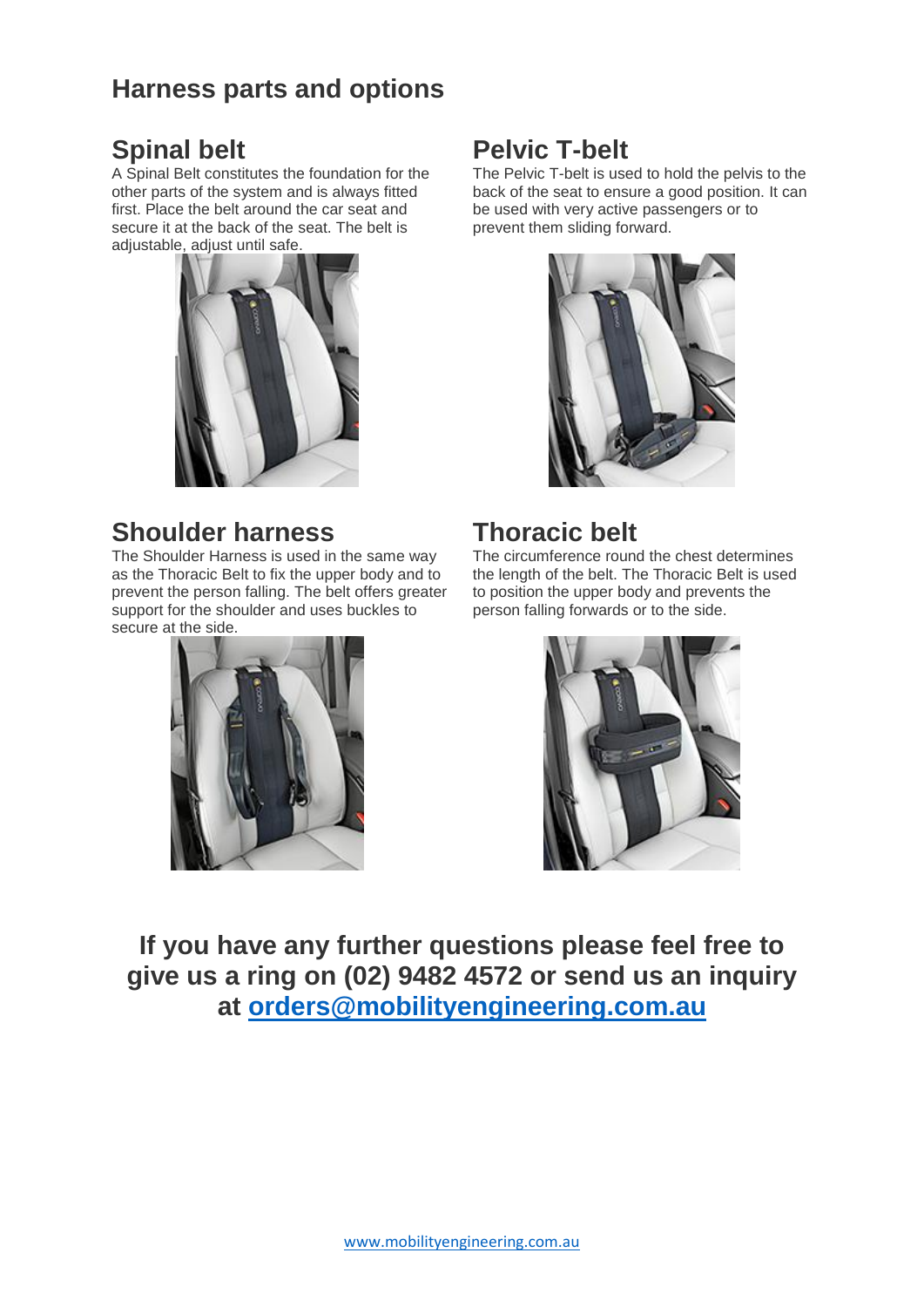## Harness parts and options

### Spinal belt

A Spinal Belt constitutes the foundation for the other parts of the system and is always fitted first. Place the belt around the car seat and secure it at the back of the seat. The belt is adjustable, adjust until safe.

### Pelvic T-belt

The Pelvic T-belt is used to hold the pelvis to the back of the seat to ensure a good position. It can be used with very active passengers or to prevent them sliding forward.

### Shoulder harness

The Shoulder Harness is used in the same way as the Thoracic Belt to fix the upper body and to prevent the person falling. The belt offers greater support for the shoulder and uses buckles to secure at the side.

### Thoracic belt

The circumference round the chest determines the length of the belt. The Thoracic Belt is used to position the upper body and prevents the person falling forwards or to the side.

**If you have any further questions please feel free to give us a ring on (02) 9482 4572 or send us an inquiry at [orders@mobilityengineering.com.au](mailto:orders@mobilityengineering.com.au)**

[www.mobilityengineering.com.au](http://www.mobilityengineering.com.au)